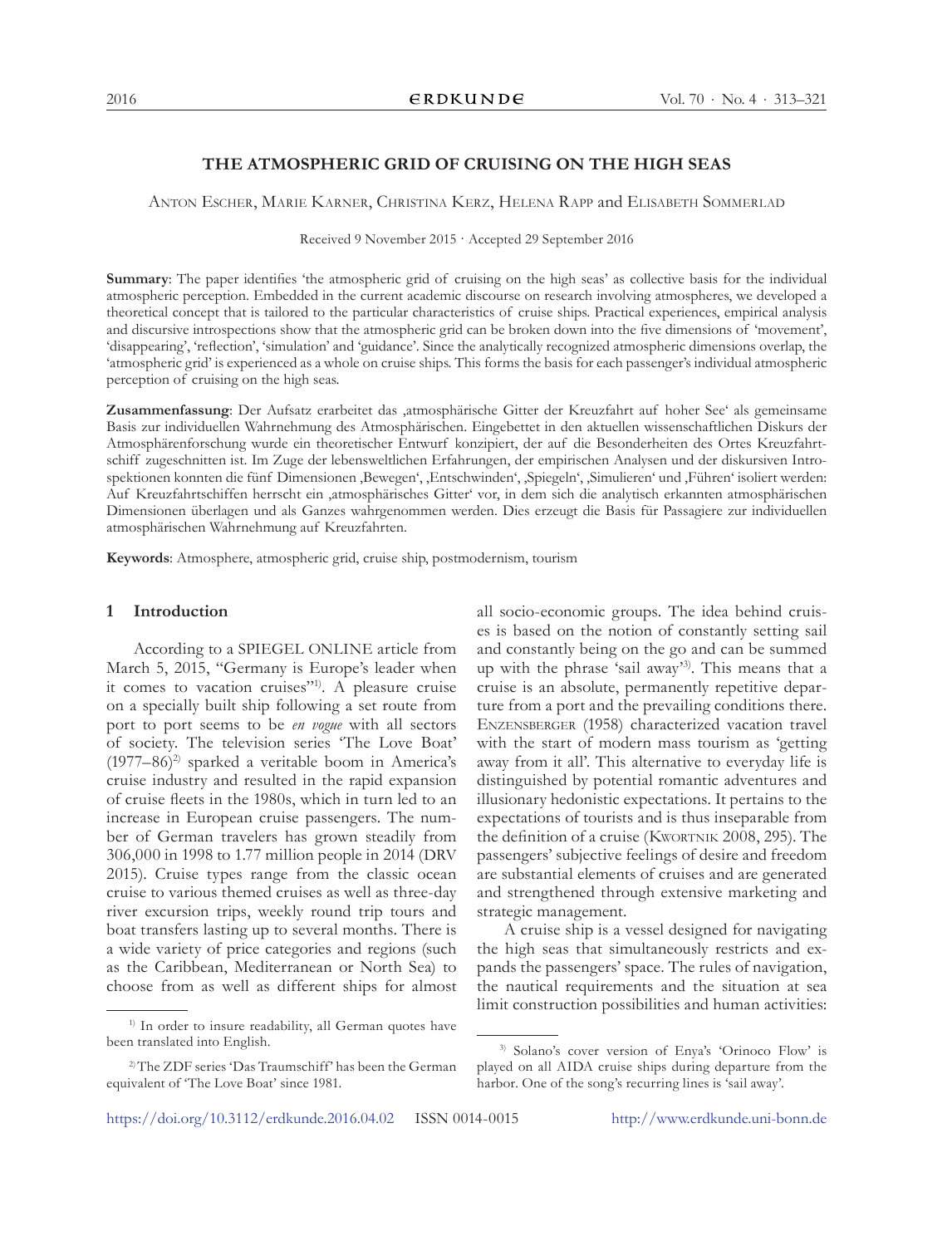# THE ATMOSPHERIC GRID OF CRUISING ON THE HIGH SEAS

Anton Escher, Marie Karner, Christina Kerz, Helena Rapp and Elisabeth Sommerlad

Received 9 November 2015 · Accepted 29 September 2016

**Summary**: The paper identifies 'the atmospheric grid of cruising on the high seas' as collective basis for the individual atmospheric perception. Embedded in the current academic discourse on research involving atmospheres, we developed a theoretical concept that is tailored to the particular characteristics of cruise ships. Practical experiences, empirical analysis and discursive introspections show that the atmospheric grid can be broken down into the five dimensions of 'movement', 'disappearing', 'reflection', 'simulation' and 'guidance'. Since the analytically recognized atmospheric dimensions overlap, the 'atmospheric grid' is experienced as a whole on cruise ships. This forms the basis for each passenger's individual atmospheric perception of cruising on the high seas.

**Zusammenfassung**: Der Aufsatz erarbeitet das ‚atmosphärische Gitter der Kreuzfahrt auf hoher See' als gemeinsame Basis zur individuellen Wahrnehmung des Atmosphärischen. Eingebettet in den aktuellen wissenschaftlichen Diskurs der Atmosphärenforschung wurde ein theoretischer Entwurf konzipiert, der auf die Besonderheiten des Ortes Kreuzfahrtschiff zugeschnitten ist. Im Zuge der lebensweltlichen Erfahrungen, der empirischen Analysen und der diskursiven Introspektionen konnten die fünf Dimensionen ‚Bewegen', ‚Entschwinden', ‚Spiegeln', ‚Simulieren' und ‚Führen' isoliert werden: Auf Kreuzfahrtschiffen herrscht ein ‚atmosphärisches Gitter' vor, in dem sich die analytisch erkannten atmosphärischen Dimensionen überlagen und als Ganzes wahrgenommen werden. Dies erzeugt die Basis für Passagiere zur individuellen atmosphärischen Wahrnehmung auf Kreuzfahrten.

**Keywords**: Atmosphere, atmospheric grid, cruise ship, postmodernism, tourism

## 1 Introduction

According to a SPIEGEL ONLINE article from March 5, 2015, "Germany is Europe's leader when it comes to vacation cruises"[1]. A pleasure cruise on a specially built ship following a set route from port to port seems to be *en vogue* with all sectors of society. The television series 'The Love Boat' (1977–86)[2] sparked a veritable boom in America's cruise industry and resulted in the rapid expansion of cruise fleets in the 1980s, which in turn led to an increase in European cruise passengers. The number of German travelers has grown steadily from 306,000 in 1998 to 1.77 million people in 2014 (DRV 2015). Cruise types range from the classic ocean cruise to various themed cruises as well as three-day river excursion trips, weekly round trip tours and boat transfers lasting up to several months. There is a wide variety of price categories and regions (such as the Caribbean, Mediterranean or North Sea) to choose from as well as different ships for almost all socio-economic groups. The idea behind cruises is based on the notion of constantly setting sail and constantly being on the go and can be summed up with the phrase 'sail away'[3]. This means that a cruise is an absolute, permanently repetitive departure from a port and the prevailing conditions there. Enzensberger (1958) characterized vacation travel with the start of modern mass tourism as 'getting away from it all'. This alternative to everyday life is distinguished by potential romantic adventures and illusionary hedonistic expectations. It pertains to the expectations of tourists and is thus inseparable from the definition of a cruise (Kwortnik 2008, 295). The passengers' subjective feelings of desire and freedom are substantial elements of cruises and are generated and strengthened through extensive marketing and strategic management.

A cruise ship is a vessel designed for navigating the high seas that simultaneously restricts and expands the passengers' space. The rules of navigation, the nautical requirements and the situation at sea limit construction possibilities and human activities:

[1] In order to insure readability, all German quotes have been translated into English.

[2] The ZDF series 'Das Traumschiff' has been the German equivalent of 'The Love Boat' since 1981.

[3] Solano's cover version of Enya's 'Orinoco Flow' is played on all AIDA cruise ships during departure from the harbor. One of the song's recurring lines is 'sail away'.

https://doi.org/10.3112/erdkunde.2016.04.02 ISSN 0014-0015 http://www.erdkunde.uni-bonn.de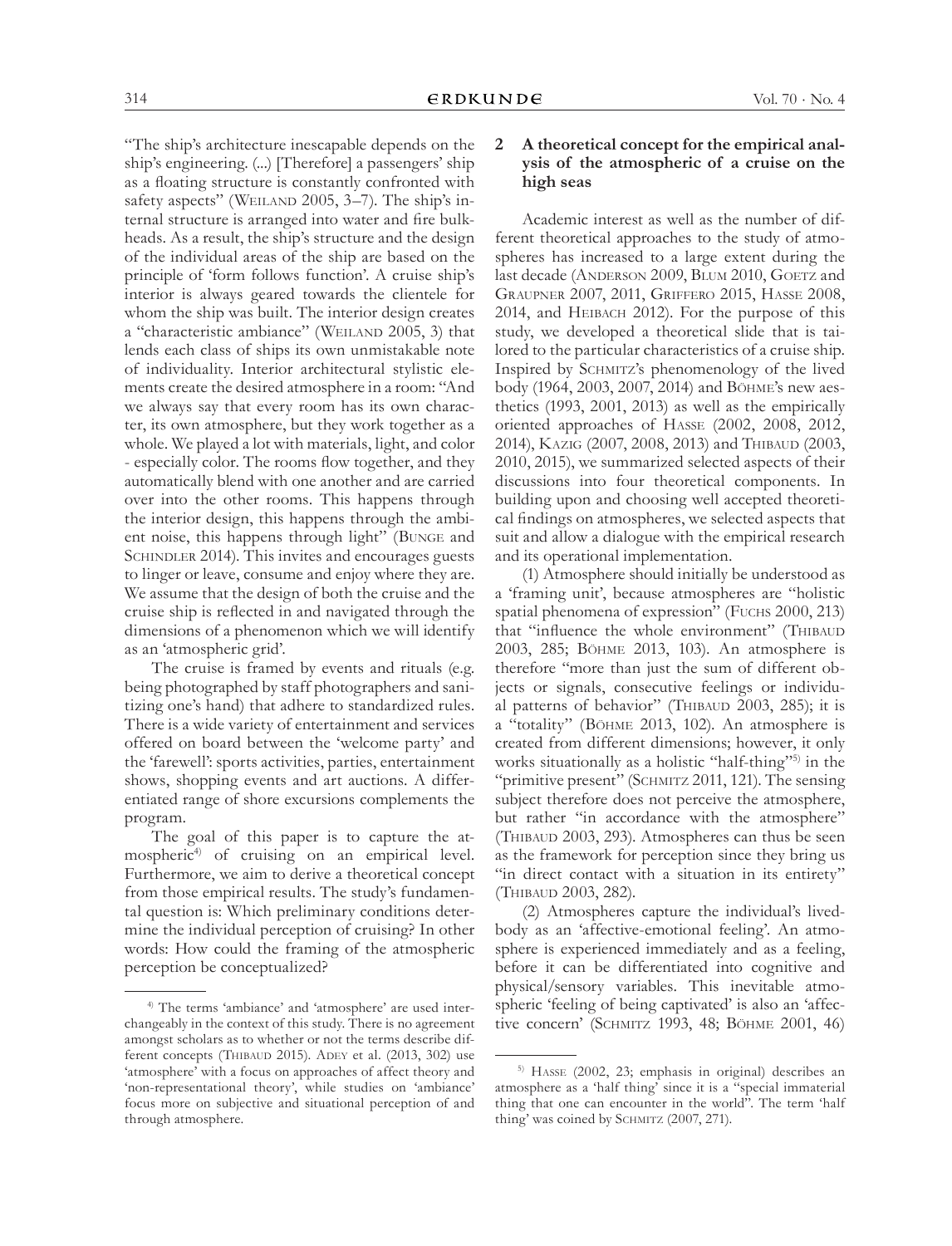"The ship's architecture inescapable depends on the ship's engineering. (...) [Therefore] a passengers' ship as a floating structure is constantly confronted with safety aspects" (Weiland 2005, 3–7). The ship's internal structure is arranged into water and fire bulkheads. As a result, the ship's structure and the design of the individual areas of the ship are based on the principle of 'form follows function'. A cruise ship's interior is always geared towards the clientele for whom the ship was built. The interior design creates a "characteristic ambiance" (Weiland 2005, 3) that lends each class of ships its own unmistakable note of individuality. Interior architectural stylistic elements create the desired atmosphere in a room: "And we always say that every room has its own character, its own atmosphere, but they work together as a whole. We played a lot with materials, light, and color - especially color. The rooms flow together, and they automatically blend with one another and are carried over into the other rooms. This happens through the interior design, this happens through the ambient noise, this happens through light" (Bunge and Schindler 2014). This invites and encourages guests to linger or leave, consume and enjoy where they are. We assume that the design of both the cruise and the cruise ship is reflected in and navigated through the dimensions of a phenomenon which we will identify as an 'atmospheric grid'.

The cruise is framed by events and rituals (e.g. being photographed by staff photographers and sanitizing one's hand) that adhere to standardized rules. There is a wide variety of entertainment and services offered on board between the 'welcome party' and the 'farewell': sports activities, parties, entertainment shows, shopping events and art auctions. A differentiated range of shore excursions complements the program.

The goal of this paper is to capture the atmospheric[4] of cruising on an empirical level. Furthermore, we aim to derive a theoretical concept from those empirical results. The study's fundamental question is: Which preliminary conditions determine the individual perception of cruising? In other words: How could the framing of the atmospheric perception be conceptualized?

## 2 A theoretical concept for the empirical analysis of the atmospheric of a cruise on the high seas

Academic interest as well as the number of different theoretical approaches to the study of atmospheres has increased to a large extent during the last decade (Anderson 2009, Blum 2010, Goetz and Graupner 2007, 2011, Griffero 2015, Hasse 2008, 2014, and Heibach 2012). For the purpose of this study, we developed a theoretical slide that is tailored to the particular characteristics of a cruise ship. Inspired by Schmitz's phenomenology of the lived body (1964, 2003, 2007, 2014) and Böhme's new aesthetics (1993, 2001, 2013) as well as the empirically oriented approaches of Hasse (2002, 2008, 2012, 2014), Kazig (2007, 2008, 2013) and Thibaud (2003, 2010, 2015), we summarized selected aspects of their discussions into four theoretical components. In building upon and choosing well accepted theoretical findings on atmospheres, we selected aspects that suit and allow a dialogue with the empirical research and its operational implementation.

(1) Atmosphere should initially be understood as a 'framing unit', because atmospheres are "holistic spatial phenomena of expression" (Fuchs 2000, 213) that "influence the whole environment" (Thibaud 2003, 285; Böhme 2013, 103). An atmosphere is therefore "more than just the sum of different objects or signals, consecutive feelings or individual patterns of behavior" (Thibaud 2003, 285); it is a "totality" (Böhme 2013, 102). An atmosphere is created from different dimensions; however, it only works situationally as a holistic "half-thing"[5] in the "primitive present" (Schmitz 2011, 121). The sensing subject therefore does not perceive the atmosphere, but rather "in accordance with the atmosphere" (Thibaud 2003, 293). Atmospheres can thus be seen as the framework for perception since they bring us "in direct contact with a situation in its entirety" (Thibaud 2003, 282).

(2) Atmospheres capture the individual's lived-body as an 'affective-emotional feeling'. An atmosphere is experienced immediately and as a feeling, before it can be differentiated into cognitive and physical/sensory variables. This inevitable atmospheric 'feeling of being captivated' is also an 'affective concern' (Schmitz 1993, 48; Böhme 2001, 46)

---

[4] The terms 'ambiance' and 'atmosphere' are used interchangeably in the context of this study. There is no agreement amongst scholars as to whether or not the terms describe different concepts (Thibaud 2015). Adey et al. (2013, 302) use 'atmosphere' with a focus on approaches of affect theory and 'non-representational theory', while studies on 'ambiance' focus more on subjective and situational perception of and through atmosphere.

[5] Hasse (2002, 23; emphasis in original) describes an atmosphere as a 'half thing' since it is a "special immaterial thing that one can encounter in the world". The term 'half thing' was coined by Schmitz (2007, 271).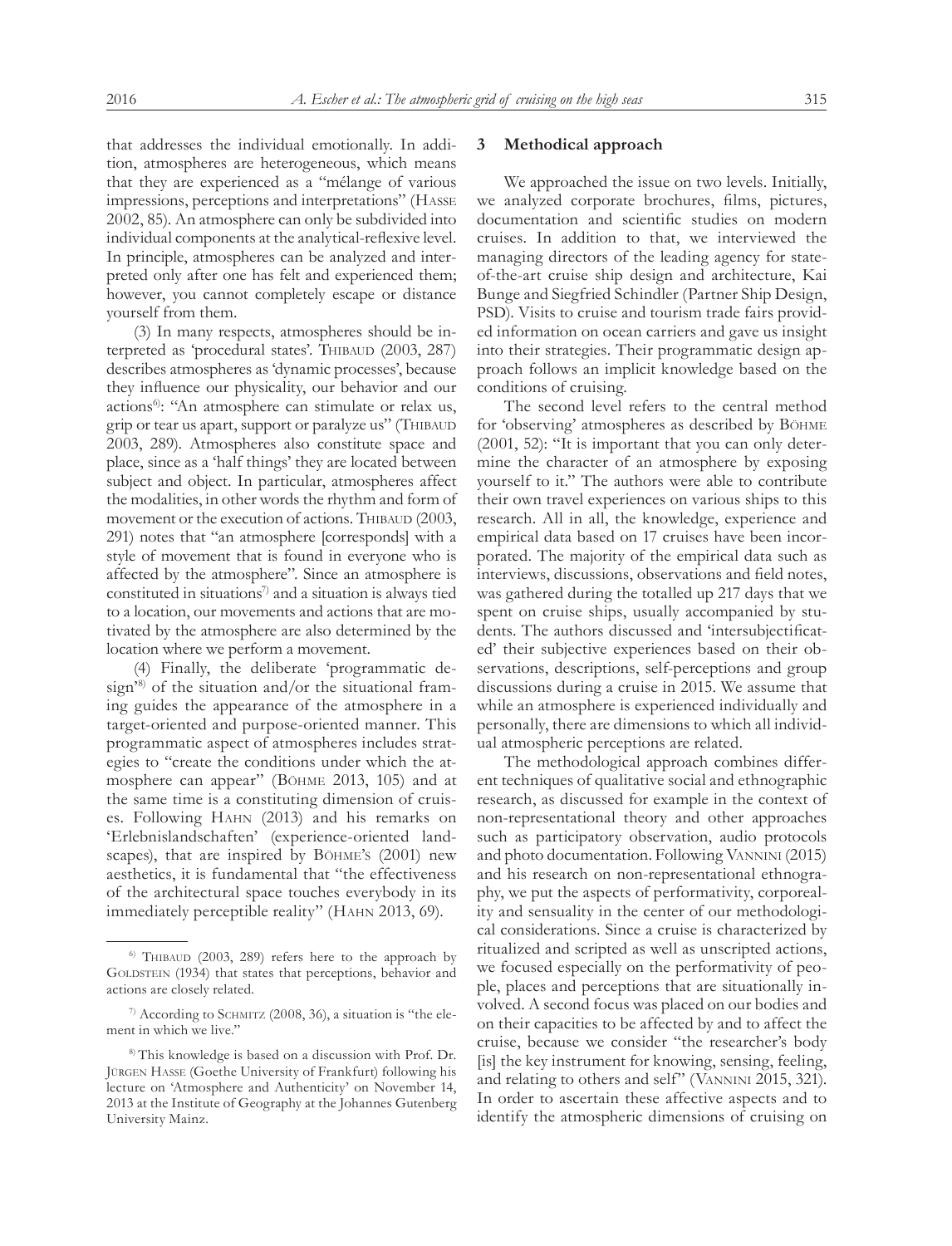that addresses the individual emotionally. In addition, atmospheres are heterogeneous, which means that they are experienced as a "mélange of various impressions, perceptions and interpretations" (Hasse 2002, 85). An atmosphere can only be subdivided into individual components at the analytical-reflexive level. In principle, atmospheres can be analyzed and interpreted only after one has felt and experienced them; however, you cannot completely escape or distance yourself from them.

(3) In many respects, atmospheres should be interpreted as 'procedural states'. Thibaud (2003, 287) describes atmospheres as 'dynamic processes', because they influence our physicality, our behavior and our actions[6]: "An atmosphere can stimulate or relax us, grip or tear us apart, support or paralyze us" (Thibaud 2003, 289). Atmospheres also constitute space and place, since as a 'half things' they are located between subject and object. In particular, atmospheres affect the modalities, in other words the rhythm and form of movement or the execution of actions. Thibaud (2003, 291) notes that "an atmosphere [corresponds] with a style of movement that is found in everyone who is affected by the atmosphere". Since an atmosphere is constituted in situations[7] and a situation is always tied to a location, our movements and actions that are motivated by the atmosphere are also determined by the location where we perform a movement.

(4) Finally, the deliberate 'programmatic design'[8] of the situation and/or the situational framing guides the appearance of the atmosphere in a target-oriented and purpose-oriented manner. This programmatic aspect of atmospheres includes strategies to "create the conditions under which the atmosphere can appear" (Böhme 2013, 105) and at the same time is a constituting dimension of cruises. Following Hahn (2013) and his remarks on 'Erlebnislandschaften' (experience-oriented landscapes), that are inspired by Böhme's (2001) new aesthetics, it is fundamental that "the effectiveness of the architectural space touches everybody in its immediately perceptible reality" (Hahn 2013, 69).

[6] Thibaud (2003, 289) refers here to the approach by Goldstein (1934) that states that perceptions, behavior and actions are closely related.

[7] According to Schmitz (2008, 36), a situation is "the element in which we live."

[8] This knowledge is based on a discussion with Prof. Dr. Jürgen Hasse (Goethe University of Frankfurt) following his lecture on 'Atmosphere and Authenticity' on November 14, 2013 at the Institute of Geography at the Johannes Gutenberg University Mainz.

## 3 Methodical approach

We approached the issue on two levels. Initially, we analyzed corporate brochures, films, pictures, documentation and scientific studies on modern cruises. In addition to that, we interviewed the managing directors of the leading agency for state-of-the-art cruise ship design and architecture, Kai Bunge and Siegfried Schindler (Partner Ship Design, PSD). Visits to cruise and tourism trade fairs provided information on ocean carriers and gave us insight into their strategies. Their programmatic design approach follows an implicit knowledge based on the conditions of cruising.

The second level refers to the central method for 'observing' atmospheres as described by Böhme (2001, 52): "It is important that you can only determine the character of an atmosphere by exposing yourself to it." The authors were able to contribute their own travel experiences on various ships to this research. All in all, the knowledge, experience and empirical data based on 17 cruises have been incorporated. The majority of the empirical data such as interviews, discussions, observations and field notes, was gathered during the totalled up 217 days that we spent on cruise ships, usually accompanied by students. The authors discussed and 'intersubjectificated' their subjective experiences based on their observations, descriptions, self-perceptions and group discussions during a cruise in 2015. We assume that while an atmosphere is experienced individually and personally, there are dimensions to which all individual atmospheric perceptions are related.

The methodological approach combines different techniques of qualitative social and ethnographic research, as discussed for example in the context of non-representational theory and other approaches such as participatory observation, audio protocols and photo documentation. Following Vannini (2015) and his research on non-representational ethnography, we put the aspects of performativity, corporeality and sensuality in the center of our methodological considerations. Since a cruise is characterized by ritualized and scripted as well as unscripted actions, we focused especially on the performativity of people, places and perceptions that are situationally involved. A second focus was placed on our bodies and on their capacities to be affected by and to affect the cruise, because we consider "the researcher's body [is] the key instrument for knowing, sensing, feeling, and relating to others and self" (Vannini 2015, 321). In order to ascertain these affective aspects and to identify the atmospheric dimensions of cruising on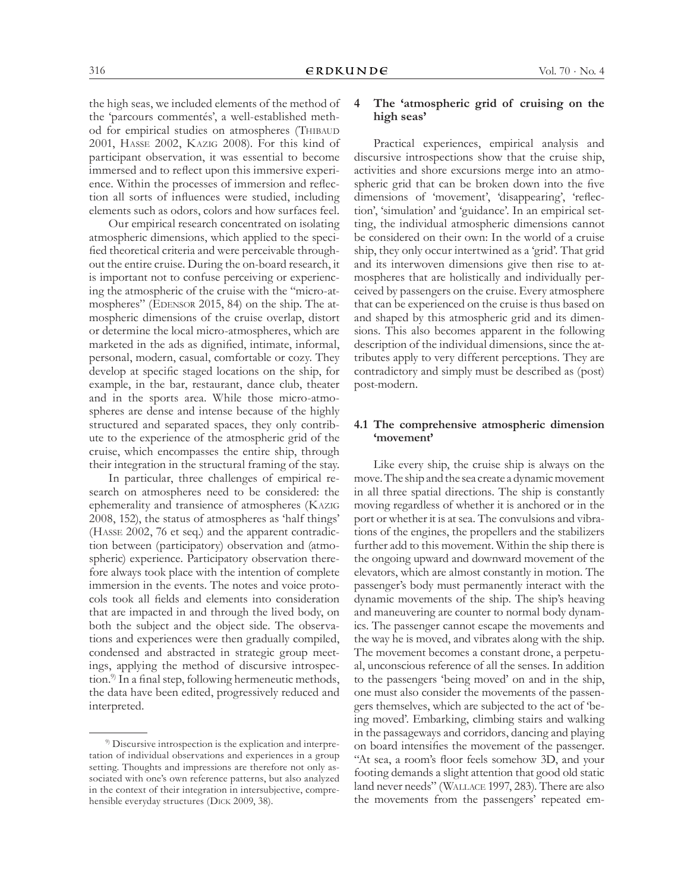the high seas, we included elements of the method of the 'parcours commentés', a well-established method for empirical studies on atmospheres (Thibaud 2001, Hasse 2002, Kazig 2008). For this kind of participant observation, it was essential to become immersed and to reflect upon this immersive experience. Within the processes of immersion and reflection all sorts of influences were studied, including elements such as odors, colors and how surfaces feel.

Our empirical research concentrated on isolating atmospheric dimensions, which applied to the specified theoretical criteria and were perceivable throughout the entire cruise. During the on-board research, it is important not to confuse perceiving or experiencing the atmospheric of the cruise with the "micro-atmospheres" (Edensor 2015, 84) on the ship. The atmospheric dimensions of the cruise overlap, distort or determine the local micro-atmospheres, which are marketed in the ads as dignified, intimate, informal, personal, modern, casual, comfortable or cozy. They develop at specific staged locations on the ship, for example, in the bar, restaurant, dance club, theater and in the sports area. While those micro-atmospheres are dense and intense because of the highly structured and separated spaces, they only contribute to the experience of the atmospheric grid of the cruise, which encompasses the entire ship, through their integration in the structural framing of the stay.

In particular, three challenges of empirical research on atmospheres need to be considered: the ephemerality and transience of atmospheres (Kazig 2008, 152), the status of atmospheres as 'half things' (Hasse 2002, 76 et seq.) and the apparent contradiction between (participatory) observation and (atmospheric) experience. Participatory observation therefore always took place with the intention of complete immersion in the events. The notes and voice protocols took all fields and elements into consideration that are impacted in and through the lived body, on both the subject and the object side. The observations and experiences were then gradually compiled, condensed and abstracted in strategic group meetings, applying the method of discursive introspection.[9] In a final step, following hermeneutic methods, the data have been edited, progressively reduced and interpreted.

[9] Discursive introspection is the explication and interpretation of individual observations and experiences in a group setting. Thoughts and impressions are therefore not only associated with one's own reference patterns, but also analyzed in the context of their integration in intersubjective, comprehensible everyday structures (Dick 2009, 38).

## 4 The 'atmospheric grid of cruising on the high seas'

Practical experiences, empirical analysis and discursive introspections show that the cruise ship, activities and shore excursions merge into an atmospheric grid that can be broken down into the five dimensions of 'movement', 'disappearing', 'reflection', 'simulation' and 'guidance'. In an empirical setting, the individual atmospheric dimensions cannot be considered on their own: In the world of a cruise ship, they only occur intertwined as a 'grid'. That grid and its interwoven dimensions give then rise to atmospheres that are holistically and individually perceived by passengers on the cruise. Every atmosphere that can be experienced on the cruise is thus based on and shaped by this atmospheric grid and its dimensions. This also becomes apparent in the following description of the individual dimensions, since the attributes apply to very different perceptions. They are contradictory and simply must be described as (post) post-modern.

### 4.1 The comprehensive atmospheric dimension 'movement'

Like every ship, the cruise ship is always on the move. The ship and the sea create a dynamic movement in all three spatial directions. The ship is constantly moving regardless of whether it is anchored or in the port or whether it is at sea. The convulsions and vibrations of the engines, the propellers and the stabilizers further add to this movement. Within the ship there is the ongoing upward and downward movement of the elevators, which are almost constantly in motion. The passenger's body must permanently interact with the dynamic movements of the ship. The ship's heaving and maneuvering are counter to normal body dynamics. The passenger cannot escape the movements and the way he is moved, and vibrates along with the ship. The movement becomes a constant drone, a perpetual, unconscious reference of all the senses. In addition to the passengers 'being moved' on and in the ship, one must also consider the movements of the passengers themselves, which are subjected to the act of 'being moved'. Embarking, climbing stairs and walking in the passageways and corridors, dancing and playing on board intensifies the movement of the passenger. "At sea, a room's floor feels somehow 3D, and your footing demands a slight attention that good old static land never needs" (Wallace 1997, 283). There are also the movements from the passengers' repeated em-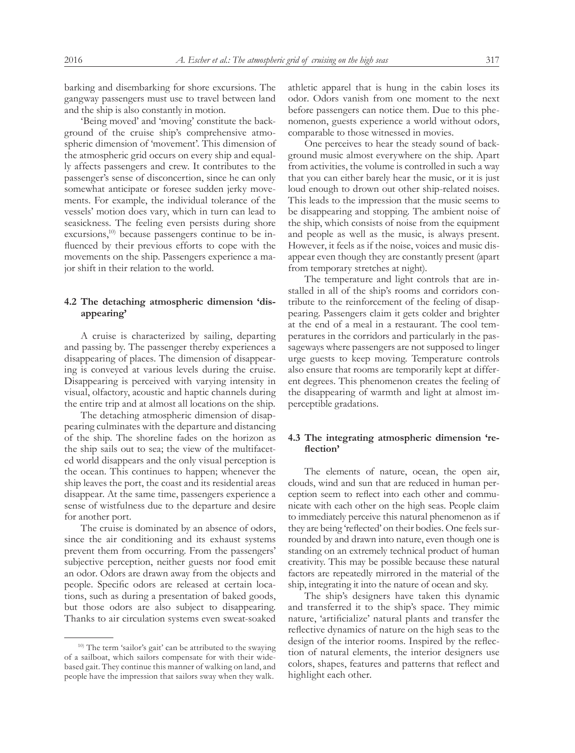barking and disembarking for shore excursions. The gangway passengers must use to travel between land and the ship is also constantly in motion.

'Being moved' and 'moving' constitute the background of the cruise ship's comprehensive atmospheric dimension of 'movement'. This dimension of the atmospheric grid occurs on every ship and equally affects passengers and crew. It contributes to the passenger's sense of disconcertion, since he can only somewhat anticipate or foresee sudden jerky movements. For example, the individual tolerance of the vessels' motion does vary, which in turn can lead to seasickness. The feeling even persists during shore excursions,[10] because passengers continue to be influenced by their previous efforts to cope with the movements on the ship. Passengers experience a major shift in their relation to the world.

### 4.2 The detaching atmospheric dimension 'disappearing'

A cruise is characterized by sailing, departing and passing by. The passenger thereby experiences a disappearing of places. The dimension of disappearing is conveyed at various levels during the cruise. Disappearing is perceived with varying intensity in visual, olfactory, acoustic and haptic channels during the entire trip and at almost all locations on the ship.

The detaching atmospheric dimension of disappearing culminates with the departure and distancing of the ship. The shoreline fades on the horizon as the ship sails out to sea; the view of the multifaceted world disappears and the only visual perception is the ocean. This continues to happen; whenever the ship leaves the port, the coast and its residential areas disappear. At the same time, passengers experience a sense of wistfulness due to the departure and desire for another port.

The cruise is dominated by an absence of odors, since the air conditioning and its exhaust systems prevent them from occurring. From the passengers' subjective perception, neither guests nor food emit an odor. Odors are drawn away from the objects and people. Specific odors are released at certain locations, such as during a presentation of baked goods, but those odors are also subject to disappearing. Thanks to air circulation systems even sweat-soaked athletic apparel that is hung in the cabin loses its odor. Odors vanish from one moment to the next before passengers can notice them. Due to this phenomenon, guests experience a world without odors, comparable to those witnessed in movies.

One perceives to hear the steady sound of background music almost everywhere on the ship. Apart from activities, the volume is controlled in such a way that you can either barely hear the music, or it is just loud enough to drown out other ship-related noises. This leads to the impression that the music seems to be disappearing and stopping. The ambient noise of the ship, which consists of noise from the equipment and people as well as the music, is always present. However, it feels as if the noise, voices and music disappear even though they are constantly present (apart from temporary stretches at night).

The temperature and light controls that are installed in all of the ship's rooms and corridors contribute to the reinforcement of the feeling of disappearing. Passengers claim it gets colder and brighter at the end of a meal in a restaurant. The cool temperatures in the corridors and particularly in the passageways where passengers are not supposed to linger urge guests to keep moving. Temperature controls also ensure that rooms are temporarily kept at different degrees. This phenomenon creates the feeling of the disappearing of warmth and light at almost imperceptible gradations.

### 4.3 The integrating atmospheric dimension 'reflection'

The elements of nature, ocean, the open air, clouds, wind and sun that are reduced in human perception seem to reflect into each other and communicate with each other on the high seas. People claim to immediately perceive this natural phenomenon as if they are being 'reflected' on their bodies. One feels surrounded by and drawn into nature, even though one is standing on an extremely technical product of human creativity. This may be possible because these natural factors are repeatedly mirrored in the material of the ship, integrating it into the nature of ocean and sky.

The ship's designers have taken this dynamic and transferred it to the ship's space. They mimic nature, 'artificialize' natural plants and transfer the reflective dynamics of nature on the high seas to the design of the interior rooms. Inspired by the reflection of natural elements, the interior designers use colors, shapes, features and patterns that reflect and highlight each other.

---

[10] The term 'sailor's gait' can be attributed to the swaying of a sailboat, which sailors compensate for with their wide-based gait. They continue this manner of walking on land, and people have the impression that sailors sway when they walk.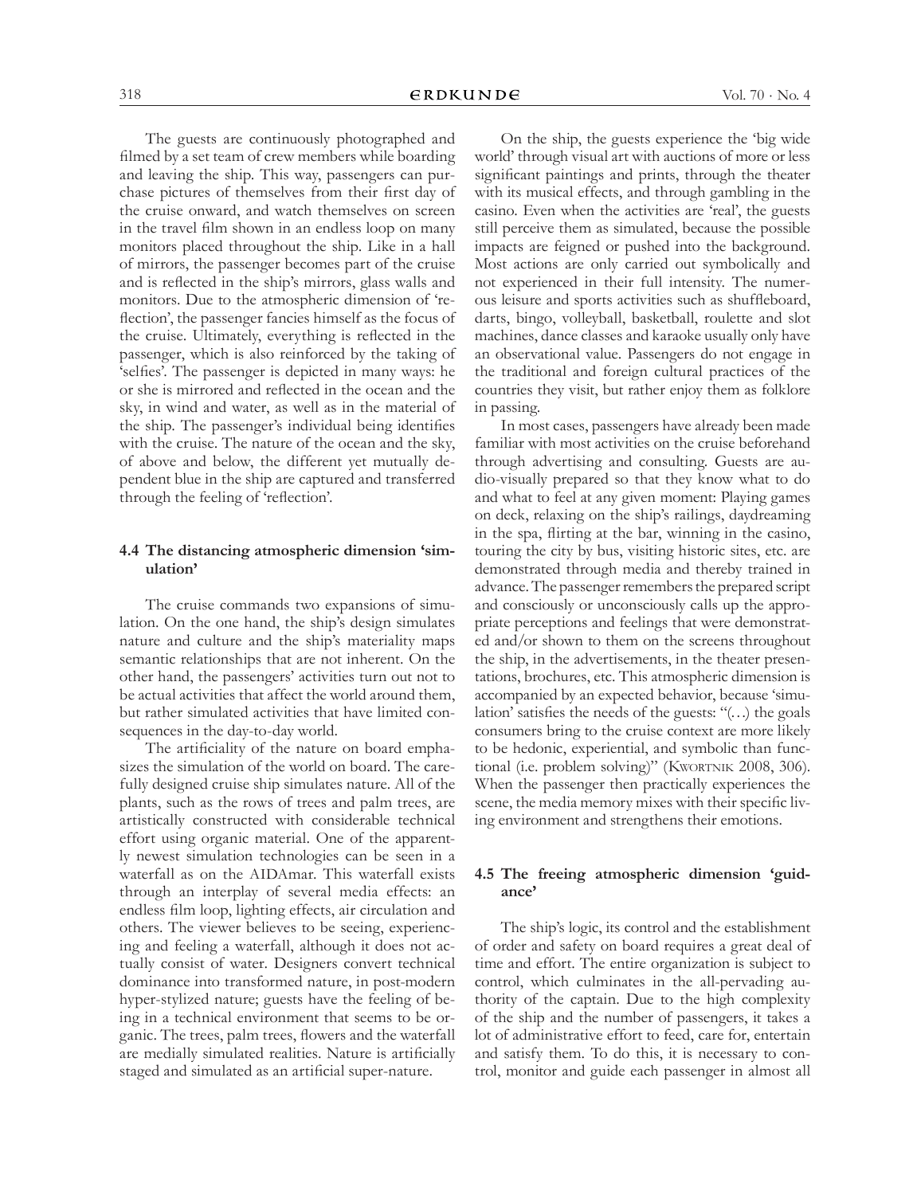The guests are continuously photographed and filmed by a set team of crew members while boarding and leaving the ship. This way, passengers can purchase pictures of themselves from their first day of the cruise onward, and watch themselves on screen in the travel film shown in an endless loop on many monitors placed throughout the ship. Like in a hall of mirrors, the passenger becomes part of the cruise and is reflected in the ship's mirrors, glass walls and monitors. Due to the atmospheric dimension of 'reflection', the passenger fancies himself as the focus of the cruise. Ultimately, everything is reflected in the passenger, which is also reinforced by the taking of 'selfies'. The passenger is depicted in many ways: he or she is mirrored and reflected in the ocean and the sky, in wind and water, as well as in the material of the ship. The passenger's individual being identifies with the cruise. The nature of the ocean and the sky, of above and below, the different yet mutually dependent blue in the ship are captured and transferred through the feeling of 'reflection'.

### 4.4 The distancing atmospheric dimension 'simulation'

The cruise commands two expansions of simulation. On the one hand, the ship's design simulates nature and culture and the ship's materiality maps semantic relationships that are not inherent. On the other hand, the passengers' activities turn out not to be actual activities that affect the world around them, but rather simulated activities that have limited consequences in the day-to-day world.

The artificiality of the nature on board emphasizes the simulation of the world on board. The carefully designed cruise ship simulates nature. All of the plants, such as the rows of trees and palm trees, are artistically constructed with considerable technical effort using organic material. One of the apparently newest simulation technologies can be seen in a waterfall as on the AIDAmar. This waterfall exists through an interplay of several media effects: an endless film loop, lighting effects, air circulation and others. The viewer believes to be seeing, experiencing and feeling a waterfall, although it does not actually consist of water. Designers convert technical dominance into transformed nature, in post-modern hyper-stylized nature; guests have the feeling of being in a technical environment that seems to be organic. The trees, palm trees, flowers and the waterfall are medially simulated realities. Nature is artificially staged and simulated as an artificial super-nature.

On the ship, the guests experience the 'big wide world' through visual art with auctions of more or less significant paintings and prints, through the theater with its musical effects, and through gambling in the casino. Even when the activities are 'real', the guests still perceive them as simulated, because the possible impacts are feigned or pushed into the background. Most actions are only carried out symbolically and not experienced in their full intensity. The numerous leisure and sports activities such as shuffleboard, darts, bingo, volleyball, basketball, roulette and slot machines, dance classes and karaoke usually only have an observational value. Passengers do not engage in the traditional and foreign cultural practices of the countries they visit, but rather enjoy them as folklore in passing.

In most cases, passengers have already been made familiar with most activities on the cruise beforehand through advertising and consulting. Guests are audio-visually prepared so that they know what to do and what to feel at any given moment: Playing games on deck, relaxing on the ship's railings, daydreaming in the spa, flirting at the bar, winning in the casino, touring the city by bus, visiting historic sites, etc. are demonstrated through media and thereby trained in advance. The passenger remembers the prepared script and consciously or unconsciously calls up the appropriate perceptions and feelings that were demonstrated and/or shown to them on the screens throughout the ship, in the advertisements, in the theater presentations, brochures, etc. This atmospheric dimension is accompanied by an expected behavior, because 'simulation' satisfies the needs of the guests: "(…) the goals consumers bring to the cruise context are more likely to be hedonic, experiential, and symbolic than functional (i.e. problem solving)" (Kwortnik 2008, 306). When the passenger then practically experiences the scene, the media memory mixes with their specific living environment and strengthens their emotions.

### 4.5 The freeing atmospheric dimension 'guidance'

The ship's logic, its control and the establishment of order and safety on board requires a great deal of time and effort. The entire organization is subject to control, which culminates in the all-pervading authority of the captain. Due to the high complexity of the ship and the number of passengers, it takes a lot of administrative effort to feed, care for, entertain and satisfy them. To do this, it is necessary to control, monitor and guide each passenger in almost all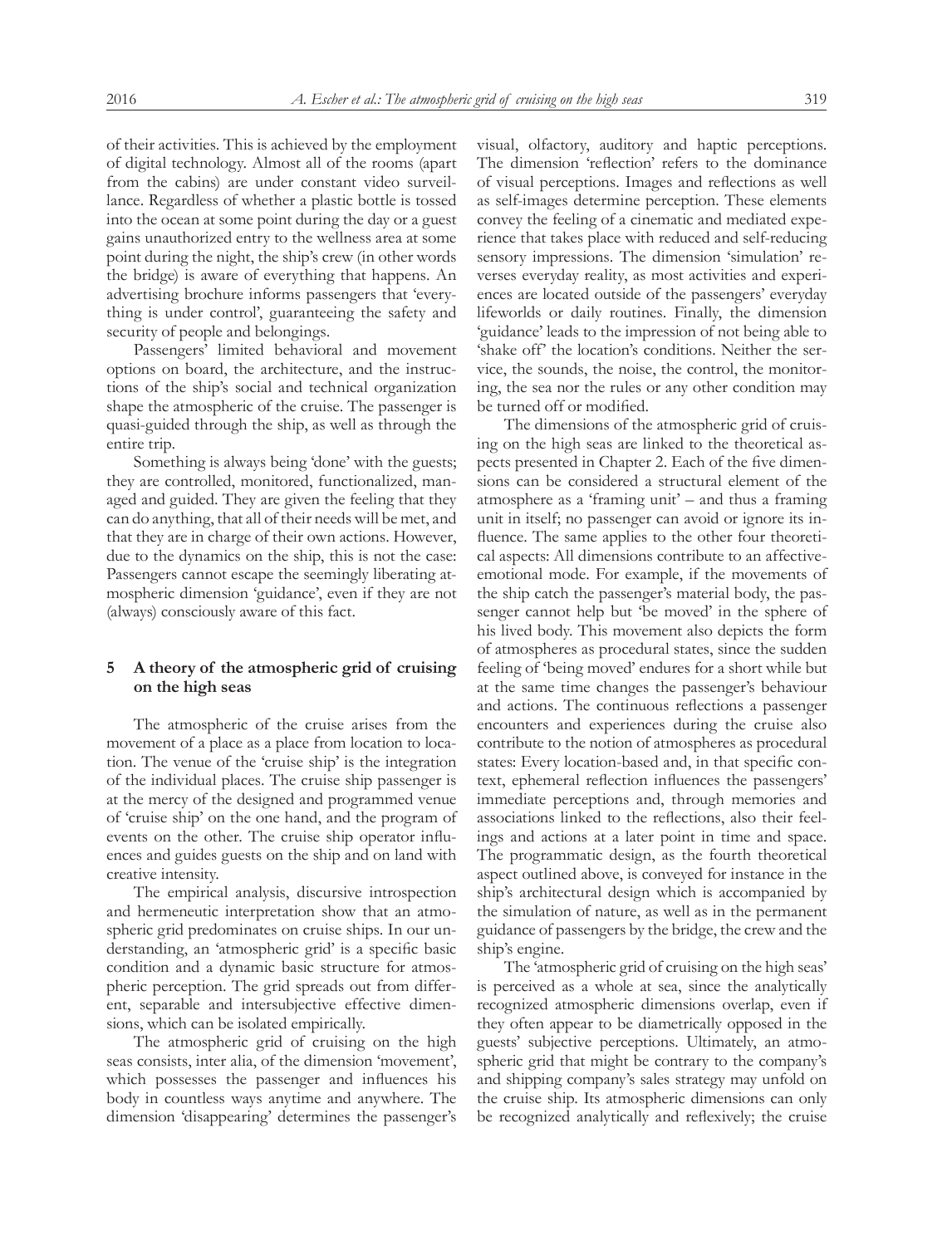of their activities. This is achieved by the employment of digital technology. Almost all of the rooms (apart from the cabins) are under constant video surveillance. Regardless of whether a plastic bottle is tossed into the ocean at some point during the day or a guest gains unauthorized entry to the wellness area at some point during the night, the ship's crew (in other words the bridge) is aware of everything that happens. An advertising brochure informs passengers that 'everything is under control', guaranteeing the safety and security of people and belongings.

Passengers' limited behavioral and movement options on board, the architecture, and the instructions of the ship's social and technical organization shape the atmospheric of the cruise. The passenger is quasi-guided through the ship, as well as through the entire trip.

Something is always being 'done' with the guests; they are controlled, monitored, functionalized, managed and guided. They are given the feeling that they can do anything, that all of their needs will be met, and that they are in charge of their own actions. However, due to the dynamics on the ship, this is not the case: Passengers cannot escape the seemingly liberating atmospheric dimension 'guidance', even if they are not (always) consciously aware of this fact.

## 5 A theory of the atmospheric grid of cruising on the high seas

The atmospheric of the cruise arises from the movement of a place as a place from location to location. The venue of the 'cruise ship' is the integration of the individual places. The cruise ship passenger is at the mercy of the designed and programmed venue of 'cruise ship' on the one hand, and the program of events on the other. The cruise ship operator influences and guides guests on the ship and on land with creative intensity.

The empirical analysis, discursive introspection and hermeneutic interpretation show that an atmospheric grid predominates on cruise ships. In our understanding, an 'atmospheric grid' is a specific basic condition and a dynamic basic structure for atmospheric perception. The grid spreads out from different, separable and intersubjective effective dimensions, which can be isolated empirically.

The atmospheric grid of cruising on the high seas consists, inter alia, of the dimension 'movement', which possesses the passenger and influences his body in countless ways anytime and anywhere. The dimension 'disappearing' determines the passenger's visual, olfactory, auditory and haptic perceptions. The dimension 'reflection' refers to the dominance of visual perceptions. Images and reflections as well as self-images determine perception. These elements convey the feeling of a cinematic and mediated experience that takes place with reduced and self-reducing sensory impressions. The dimension 'simulation' reverses everyday reality, as most activities and experiences are located outside of the passengers' everyday lifeworlds or daily routines. Finally, the dimension 'guidance' leads to the impression of not being able to 'shake off' the location's conditions. Neither the service, the sounds, the noise, the control, the monitoring, the sea nor the rules or any other condition may be turned off or modified.

The dimensions of the atmospheric grid of cruising on the high seas are linked to the theoretical aspects presented in Chapter 2. Each of the five dimensions can be considered a structural element of the atmosphere as a 'framing unit' – and thus a framing unit in itself; no passenger can avoid or ignore its influence. The same applies to the other four theoretical aspects: All dimensions contribute to an affective-emotional mode. For example, if the movements of the ship catch the passenger's material body, the passenger cannot help but 'be moved' in the sphere of his lived body. This movement also depicts the form of atmospheres as procedural states, since the sudden feeling of 'being moved' endures for a short while but at the same time changes the passenger's behaviour and actions. The continuous reflections a passenger encounters and experiences during the cruise also contribute to the notion of atmospheres as procedural states: Every location-based and, in that specific context, ephemeral reflection influences the passengers' immediate perceptions and, through memories and associations linked to the reflections, also their feelings and actions at a later point in time and space. The programmatic design, as the fourth theoretical aspect outlined above, is conveyed for instance in the ship's architectural design which is accompanied by the simulation of nature, as well as in the permanent guidance of passengers by the bridge, the crew and the ship's engine.

The 'atmospheric grid of cruising on the high seas' is perceived as a whole at sea, since the analytically recognized atmospheric dimensions overlap, even if they often appear to be diametrically opposed in the guests' subjective perceptions. Ultimately, an atmospheric grid that might be contrary to the company's and shipping company's sales strategy may unfold on the cruise ship. Its atmospheric dimensions can only be recognized analytically and reflexively; the cruise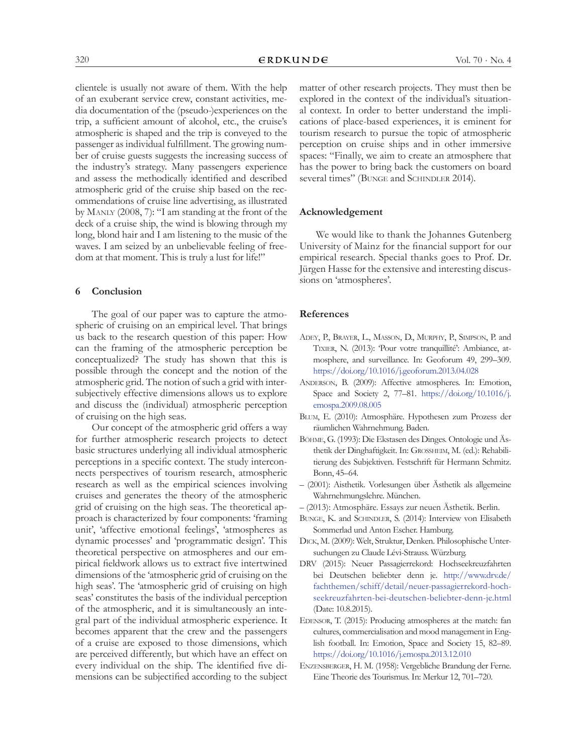clientele is usually not aware of them. With the help of an exuberant service crew, constant activities, media documentation of the (pseudo-)experiences on the trip, a sufficient amount of alcohol, etc., the cruise's atmospheric is shaped and the trip is conveyed to the passenger as individual fulfillment. The growing number of cruise guests suggests the increasing success of the industry's strategy. Many passengers experience and assess the methodically identified and described atmospheric grid of the cruise ship based on the recommendations of cruise line advertising, as illustrated by Manly (2008, 7): "I am standing at the front of the deck of a cruise ship, the wind is blowing through my long, blond hair and I am listening to the music of the waves. I am seized by an unbelievable feeling of freedom at that moment. This is truly a lust for life!"

## 6 Conclusion

The goal of our paper was to capture the atmospheric of cruising on an empirical level. That brings us back to the research question of this paper: How can the framing of the atmospheric perception be conceptualized? The study has shown that this is possible through the concept and the notion of the atmospheric grid. The notion of such a grid with intersubjectively effective dimensions allows us to explore and discuss the (individual) atmospheric perception of cruising on the high seas.

Our concept of the atmospheric grid offers a way for further atmospheric research projects to detect basic structures underlying all individual atmospheric perceptions in a specific context. The study interconnects perspectives of tourism research, atmospheric research as well as the empirical sciences involving cruises and generates the theory of the atmospheric grid of cruising on the high seas. The theoretical approach is characterized by four components: 'framing unit', 'affective emotional feelings', 'atmospheres as dynamic processes' and 'programmatic design'. This theoretical perspective on atmospheres and our empirical fieldwork allows us to extract five intertwined dimensions of the 'atmospheric grid of cruising on the high seas'. The 'atmospheric grid of cruising on high seas' constitutes the basis of the individual perception of the atmospheric, and it is simultaneously an integral part of the individual atmospheric experience. It becomes apparent that the crew and the passengers of a cruise are exposed to those dimensions, which are perceived differently, but which have an effect on every individual on the ship. The identified five dimensions can be subjectified according to the subject matter of other research projects. They must then be explored in the context of the individual's situational context. In order to better understand the implications of place-based experiences, it is eminent for tourism research to pursue the topic of atmospheric perception on cruise ships and in other immersive spaces: "Finally, we aim to create an atmosphere that has the power to bring back the customers on board several times" (Bunge and Schindler 2014).

## Acknowledgement

We would like to thank the Johannes Gutenberg University of Mainz for the financial support for our empirical research. Special thanks goes to Prof. Dr. Jürgen Hasse for the extensive and interesting discussions on 'atmospheres'.

## References

Adey, P., Brayer, L., Masson, D., Murphy, P., Simpson, P. and Tixier, N. (2013): 'Pour votre tranquillité': Ambiance, atmosphere, and surveillance. In: Geoforum 49, 299–309. https://doi.org/10.1016/j.geoforum.2013.04.028

Anderson, B. (2009): Affective atmospheres. In: Emotion, Space and Society 2, 77–81. https://doi.org/10.1016/j.emospa.2009.08.005

Blum, E. (2010): Atmosphäre. Hypothesen zum Prozess der räumlichen Wahrnehmung. Baden.

Böhme, G. (1993): Die Ekstasen des Dinges. Ontologie und Ästhetik der Dinghaftigkeit. In: Grossheim, M. (ed.): Rehabilitierung des Subjektiven. Festschrift für Hermann Schmitz. Bonn, 45–64.

– (2001): Aisthetik. Vorlesungen über Ästhetik als allgemeine Wahrnehmungslehre. München.

– (2013): Atmosphäre. Essays zur neuen Ästhetik. Berlin.

Bunge, K. and Schindler, S. (2014): Interview von Elisabeth Sommerlad und Anton Escher. Hamburg.

Dick, M. (2009): Welt, Struktur, Denken. Philosophische Untersuchungen zu Claude Lévi-Strauss. Würzburg.

DRV (2015): Neuer Passagierrekord: Hochseekreuzfahrten bei Deutschen beliebter denn je. http://www.drv.de/fachthemen/schiff/detail/neuer-passagierrekord-hochseekreuzfahrten-bei-deutschen-beliebter-denn-je.html (Date: 10.8.2015).

Edensor, T. (2015): Producing atmospheres at the match: fan cultures, commercialisation and mood management in English football. In: Emotion, Space and Society 15, 82–89. https://doi.org/10.1016/j.emospa.2013.12.010

Enzensberger, H. M. (1958): Vergebliche Brandung der Ferne. Eine Theorie des Tourismus. In: Merkur 12, 701–720.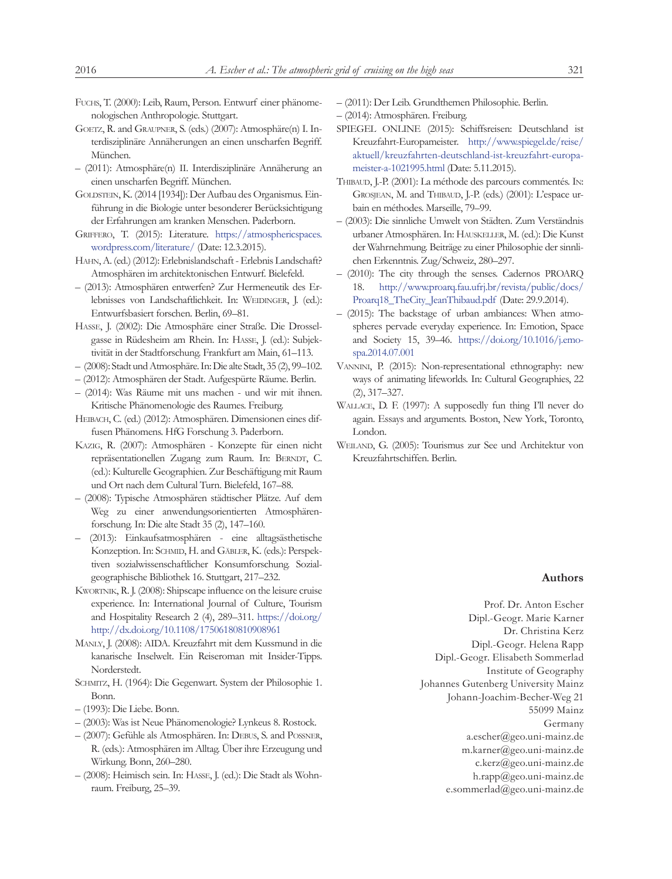Fuchs, T. (2000): Leib, Raum, Person. Entwurf einer phänomenologischen Anthropologie. Stuttgart.

Goetz, R. and Graupner, S. (eds.) (2007): Atmosphäre(n) I. Interdisziplinäre Annäherungen an einen unscharfen Begriff. München.

– (2011): Atmosphäre(n) II. Interdisziplinäre Annäherung an einen unscharfen Begriff. München.

Goldstein, K. (2014 [1934]): Der Aufbau des Organismus. Einführung in die Biologie unter besonderer Berücksichtigung der Erfahrungen am kranken Menschen. Paderborn.

Griffero, T. (2015): Literature. https://atmosphericspaces.wordpress.com/literature/ (Date: 12.3.2015).

Hahn, A. (ed.) (2012): Erlebnislandschaft - Erlebnis Landschaft? Atmosphären im architektonischen Entwurf. Bielefeld.

– (2013): Atmosphären entwerfen? Zur Hermeneutik des Erlebnisses von Landschaftlichkeit. In: Weidinger, J. (ed.): Entwurfsbasiert forschen. Berlin, 69–81.

Hasse, J. (2002): Die Atmosphäre einer Straße. Die Drosselgasse in Rüdesheim am Rhein. In: Hasse, J. (ed.): Subjektivität in der Stadtforschung. Frankfurt am Main, 61–113.

– (2008): Stadt und Atmosphäre. In: Die alte Stadt, 35 (2), 99–102.

– (2012): Atmosphären der Stadt. Aufgespürte Räume. Berlin.

– (2014): Was Räume mit uns machen - und wir mit ihnen. Kritische Phänomenologie des Raumes. Freiburg.

Heibach, C. (ed.) (2012): Atmosphären. Dimensionen eines diffusen Phänomens. HfG Forschung 3. Paderborn.

Kazig, R. (2007): Atmosphären - Konzepte für einen nicht repräsentationellen Zugang zum Raum. In: Berndt, C. (ed.): Kulturelle Geographien. Zur Beschäftigung mit Raum und Ort nach dem Cultural Turn. Bielefeld, 167–88.

– (2008): Typische Atmosphären städtischer Plätze. Auf dem Weg zu einer anwendungsorientierten Atmosphärenforschung. In: Die alte Stadt 35 (2), 147–160.

– (2013): Einkaufsatmosphären - eine alltagsästhetische Konzeption. In: Schmid, H. and Gäbler, K. (eds.): Perspektiven sozialwissenschaftlicher Konsumforschung. Sozialgeographische Bibliothek 16. Stuttgart, 217–232.

Kwortnik, R. J. (2008): Shipscape influence on the leisure cruise experience. In: International Journal of Culture, Tourism and Hospitality Research 2 (4), 289–311. https://doi.org/http://dx.doi.org/10.1108/17506180810908961

Manly, J. (2008): AIDA. Kreuzfahrt mit dem Kussmund in die kanarische Inselwelt. Ein Reiseroman mit Insider-Tipps. Norderstedt.

Schmitz, H. (1964): Die Gegenwart. System der Philosophie 1. Bonn.

– (1993): Die Liebe. Bonn.

– (2003): Was ist Neue Phänomenologie? Lynkeus 8. Rostock.

– (2007): Gefühle als Atmosphären. In: Debus, S. and Possner, R. (eds.): Atmosphären im Alltag. Über ihre Erzeugung und Wirkung. Bonn, 260–280.

– (2008): Heimisch sein. In: Hasse, J. (ed.): Die Stadt als Wohnraum. Freiburg, 25–39.

– (2011): Der Leib. Grundthemen Philosophie. Berlin.

– (2014): Atmosphären. Freiburg.

SPIEGEL ONLINE (2015): Schiffsreisen: Deutschland ist Kreuzfahrt-Europameister. http://www.spiegel.de/reise/aktuell/kreuzfahrten-deutschland-ist-kreuzfahrt-europameister-a-1021995.html (Date: 5.11.2015).

Thibaud, J.-P. (2001): La méthode des parcours commentés. In: Grosjean, M. and Thibaud, J.-P. (eds.) (2001): L'espace urbain en méthodes. Marseille, 79–99.

– (2003): Die sinnliche Umwelt von Städten. Zum Verständnis urbaner Atmosphären. In: Hauskeller, M. (ed.): Die Kunst der Wahrnehmung. Beiträge zu einer Philosophie der sinnlichen Erkenntnis. Zug/Schweiz, 280–297.

– (2010): The city through the senses. Cadernos PROARQ 18. http://www.proarq.fau.ufrj.br/revista/public/docs/Proarq18_TheCity_JeanThibaud.pdf (Date: 29.9.2014).

– (2015): The backstage of urban ambiances: When atmospheres pervade everyday experience. In: Emotion, Space and Society 15, 39–46. https://doi.org/10.1016/j.emospa.2014.07.001

Vannini, P. (2015): Non-representational ethnography: new ways of animating lifeworlds. In: Cultural Geographies, 22 (2), 317–327.

Wallace, D. F. (1997): A supposedly fun thing I'll never do again. Essays and arguments. Boston, New York, Toronto, London.

Weiland, G. (2005): Tourismus zur See und Architektur von Kreuzfahrtschiffen. Berlin.

## Authors

Prof. Dr. Anton Escher
Dipl.-Geogr. Marie Karner
Dr. Christina Kerz
Dipl.-Geogr. Helena Rapp
Dipl.-Geogr. Elisabeth Sommerlad
Institute of Geography
Johannes Gutenberg University Mainz
Johann-Joachim-Becher-Weg 21
55099 Mainz
Germany
a.escher@geo.uni-mainz.de
m.karner@geo.uni-mainz.de
c.kerz@geo.uni-mainz.de
h.rapp@geo.uni-mainz.de
e.sommerlad@geo.uni-mainz.de